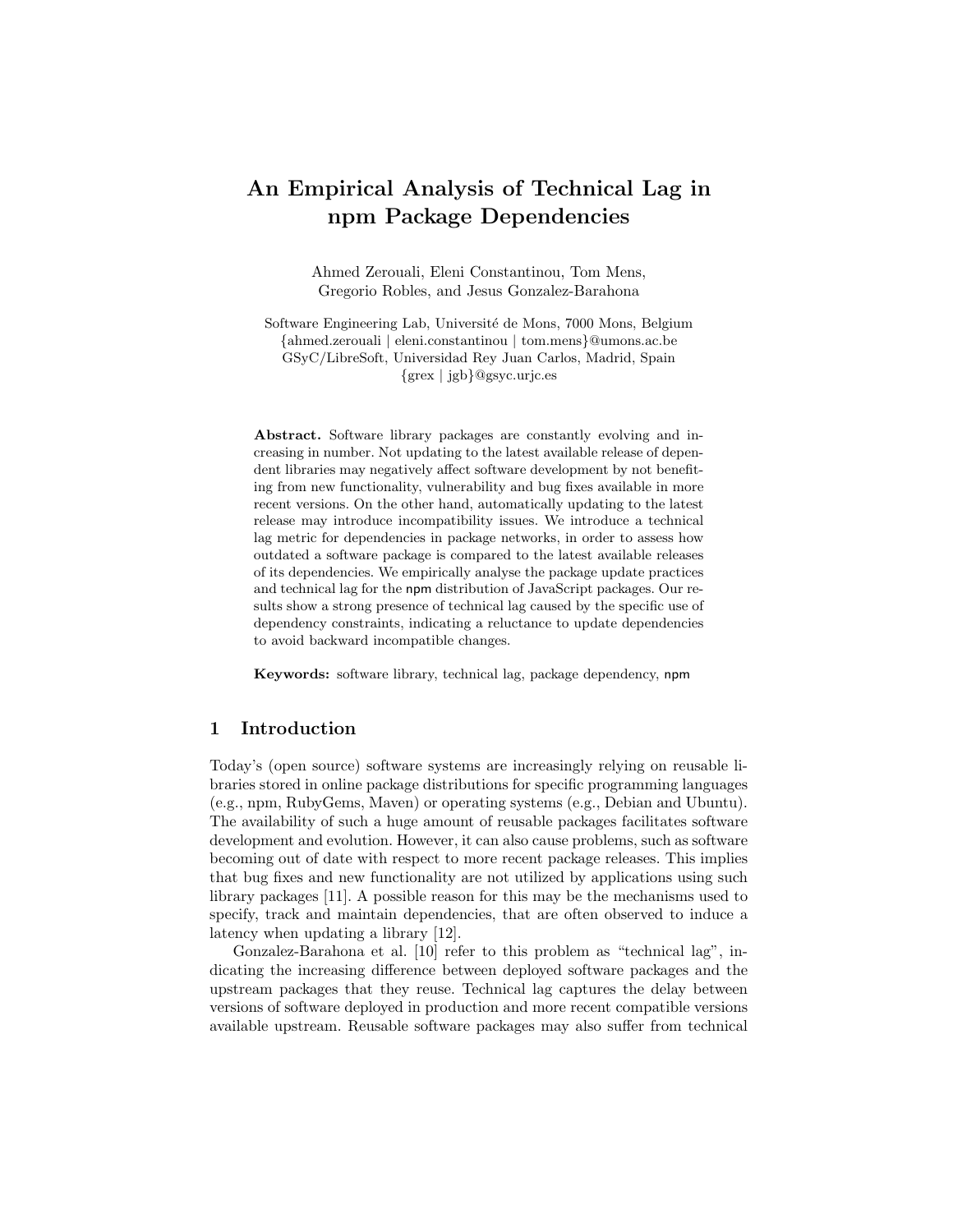# An Empirical Analysis of Technical Lag in npm Package Dependencies

Ahmed Zerouali, Eleni Constantinou, Tom Mens, Gregorio Robles, and Jesus Gonzalez-Barahona

Software Engineering Lab, Université de Mons, 7000 Mons, Belgium
{ahmed.zerouali | eleni.constantinou | tom.mens}@umons.ac.be
GSyC/LibreSoft, Universidad Rey Juan Carlos, Madrid, Spain
{grex | jgb}@gsyc.urjc.es

**Abstract.** Software library packages are constantly evolving and increasing in number. Not updating to the latest available release of dependent libraries may negatively affect software development by not benefiting from new functionality, vulnerability and bug fixes available in more recent versions. On the other hand, automatically updating to the latest release may introduce incompatibility issues. We introduce a technical lag metric for dependencies in package networks, in order to assess how outdated a software package is compared to the latest available releases of its dependencies. We empirically analyse the package update practices and technical lag for the npm distribution of JavaScript packages. Our results show a strong presence of technical lag caused by the specific use of dependency constraints, indicating a reluctance to update dependencies to avoid backward incompatible changes.

**Keywords:** software library, technical lag, package dependency, npm

## 1 Introduction

Today's (open source) software systems are increasingly relying on reusable libraries stored in online package distributions for specific programming languages (e.g., npm, RubyGems, Maven) or operating systems (e.g., Debian and Ubuntu). The availability of such a huge amount of reusable packages facilitates software development and evolution. However, it can also cause problems, such as software becoming out of date with respect to more recent package releases. This implies that bug fixes and new functionality are not utilized by applications using such library packages [11]. A possible reason for this may be the mechanisms used to specify, track and maintain dependencies, that are often observed to induce a latency when updating a library [12].

Gonzalez-Barahona et al. [10] refer to this problem as "technical lag", indicating the increasing difference between deployed software packages and the upstream packages that they reuse. Technical lag captures the delay between versions of software deployed in production and more recent compatible versions available upstream. Reusable software packages may also suffer from technical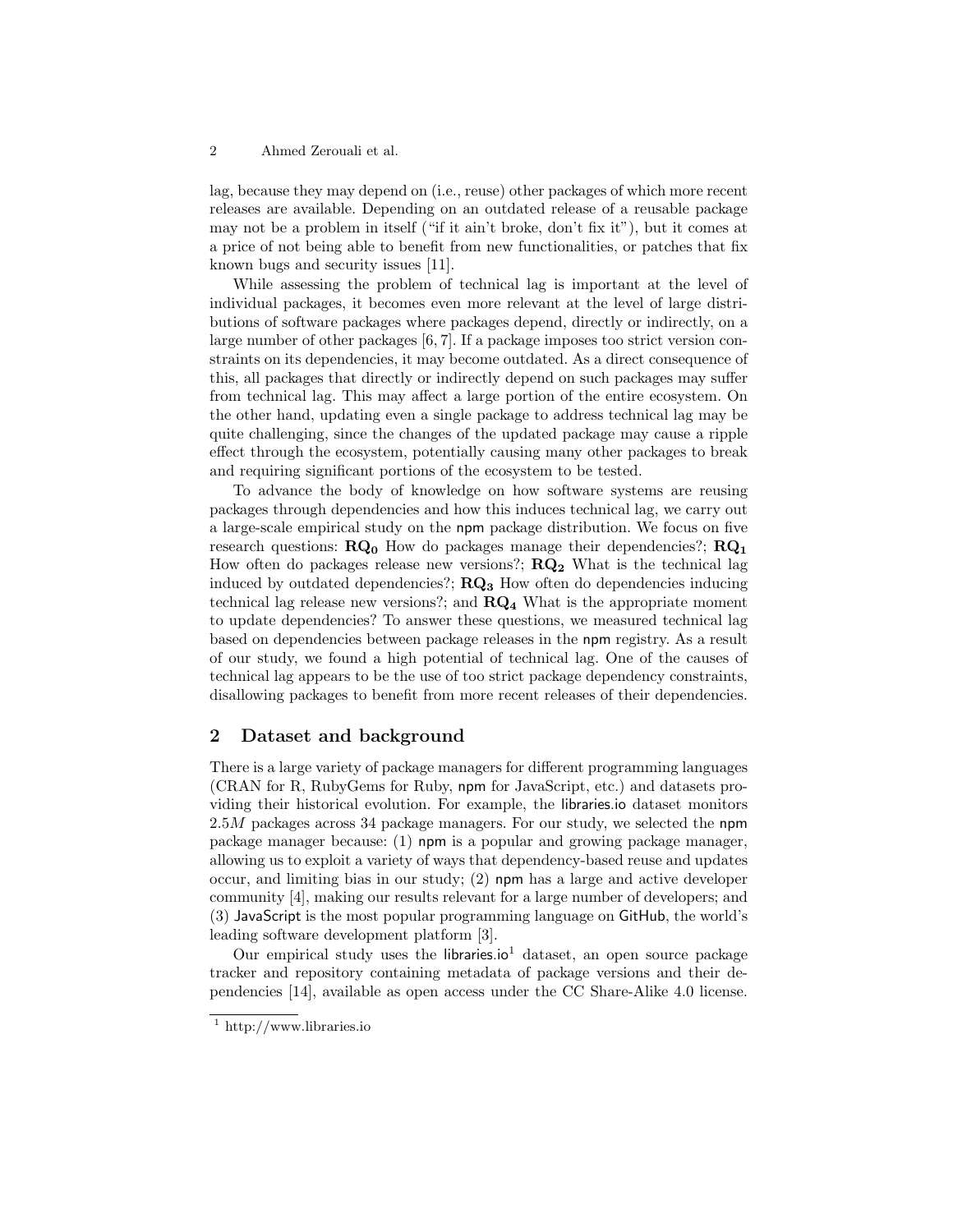lag, because they may depend on (i.e., reuse) other packages of which more recent releases are available. Depending on an outdated release of a reusable package may not be a problem in itself ("if it ain't broke, don't fix it"), but it comes at a price of not being able to benefit from new functionalities, or patches that fix known bugs and security issues [11].

While assessing the problem of technical lag is important at the level of individual packages, it becomes even more relevant at the level of large distributions of software packages where packages depend, directly or indirectly, on a large number of other packages [6, 7]. If a package imposes too strict version constraints on its dependencies, it may become outdated. As a direct consequence of this, all packages that directly or indirectly depend on such packages may suffer from technical lag. This may affect a large portion of the entire ecosystem. On the other hand, updating even a single package to address technical lag may be quite challenging, since the changes of the updated package may cause a ripple effect through the ecosystem, potentially causing many other packages to break and requiring significant portions of the ecosystem to be tested.

To advance the body of knowledge on how software systems are reusing packages through dependencies and how this induces technical lag, we carry out a large-scale empirical study on the npm package distribution. We focus on five research questions: $\mathbf{RQ_0}$ How do packages manage their dependencies?; $\mathbf{RQ_1}$ How often do packages release new versions?; $\mathbf{RQ_2}$ What is the technical lag induced by outdated dependencies?; $\mathbf{RQ_3}$ How often do dependencies inducing technical lag release new versions?; and $\mathbf{RQ_4}$ What is the appropriate moment to update dependencies? To answer these questions, we measured technical lag based on dependencies between package releases in the npm registry. As a result of our study, we found a high potential of technical lag. One of the causes of technical lag appears to be the use of too strict package dependency constraints, disallowing packages to benefit from more recent releases of their dependencies.

## 2 Dataset and background

There is a large variety of package managers for different programming languages (CRAN for R, RubyGems for Ruby, npm for JavaScript, etc.) and datasets providing their historical evolution. For example, the libraries.io dataset monitors $2.5M$ packages across 34 package managers. For our study, we selected the npm package manager because: (1) npm is a popular and growing package manager, allowing us to exploit a variety of ways that dependency-based reuse and updates occur, and limiting bias in our study; (2) npm has a large and active developer community [4], making our results relevant for a large number of developers; and (3) JavaScript is the most popular programming language on GitHub, the world's leading software development platform [3].

Our empirical study uses the libraries.io[1] dataset, an open source package tracker and repository containing metadata of package versions and their dependencies [14], available as open access under the CC Share-Alike 4.0 license.

[1] http://www.libraries.io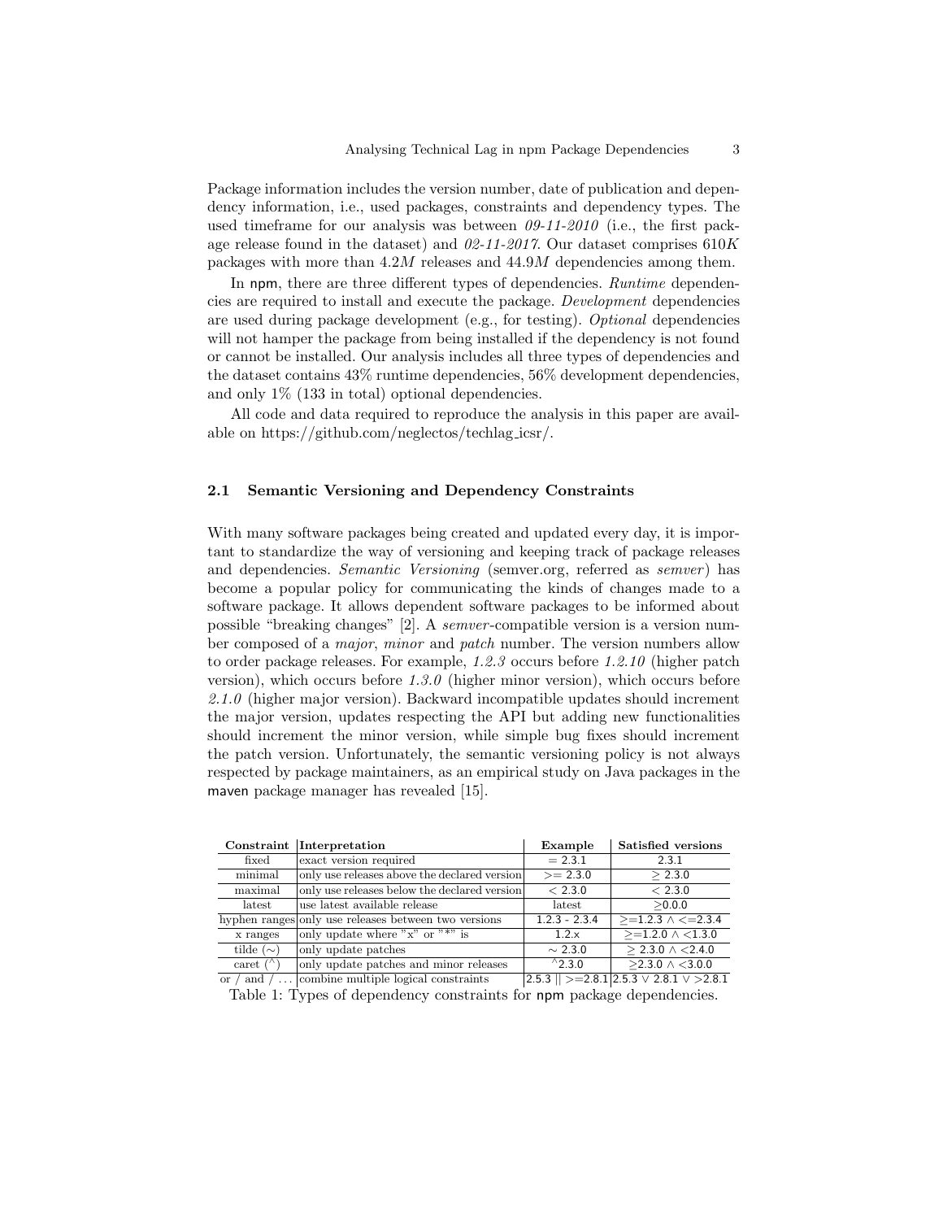Package information includes the version number, date of publication and dependency information, i.e., used packages, constraints and dependency types. The used timeframe for our analysis was between *09-11-2010* (i.e., the first package release found in the dataset) and *02-11-2017*. Our dataset comprises $610K$ packages with more than $4.2M$ releases and $44.9M$ dependencies among them.

In npm, there are three different types of dependencies. *Runtime* dependencies are required to install and execute the package. *Development* dependencies are used during package development (e.g., for testing). *Optional* dependencies will not hamper the package from being installed if the dependency is not found or cannot be installed. Our analysis includes all three types of dependencies and the dataset contains 43% runtime dependencies, 56% development dependencies, and only 1% (133 in total) optional dependencies.

All code and data required to reproduce the analysis in this paper are available on https://github.com/neglectos/techlag_icsr/.

### 2.1 Semantic Versioning and Dependency Constraints

With many software packages being created and updated every day, it is important to standardize the way of versioning and keeping track of package releases and dependencies. *Semantic Versioning* (semver.org, referred as *semver*) has become a popular policy for communicating the kinds of changes made to a software package. It allows dependent software packages to be informed about possible "breaking changes" [2]. A *semver*-compatible version is a version number composed of a *major*, *minor* and *patch* number. The version numbers allow to order package releases. For example, *1.2.3* occurs before *1.2.10* (higher patch version), which occurs before *1.3.0* (higher minor version), which occurs before *2.1.0* (higher major version). Backward incompatible updates should increment the major version, updates respecting the API but adding new functionalities should increment the minor version, while simple bug fixes should increment the patch version. Unfortunately, the semantic versioning policy is not always respected by package maintainers, as an empirical study on Java packages in the maven package manager has revealed [15].

| Constraint | Interpretation | Example | Satisfied versions |
|---|---|---|---|
| fixed | exact version required | = 2.3.1 | 2.3.1 |
| minimal | only use releases above the declared version | >= 2.3.0 | ≥ 2.3.0 |
| maximal | only use releases below the declared version | < 2.3.0 | < 2.3.0 |
| latest | use latest available release | latest | ≥0.0.0 |
| hyphen ranges | only use releases between two versions | 1.2.3 - 2.3.4 | ≥=1.2.3 ∧ <=2.3.4 |
| x ranges | only update where "x" or "*" is | 1.2.x | ≥=1.2.0 ∧ <1.3.0 |
| tilde (~) | only update patches | ~ 2.3.0 | ≥ 2.3.0 ∧ <2.4.0 |
| caret (^) | only update patches and minor releases | ^2.3.0 | ≥2.3.0 ∧ <3.0.0 |
| or / and / ... | combine multiple logical constraints | 2.5.3 \|\| >=2.8.1 | 2.5.3 ∨ 2.8.1 ∨ >2.8.1 |

Table 1: Types of dependency constraints for npm package dependencies.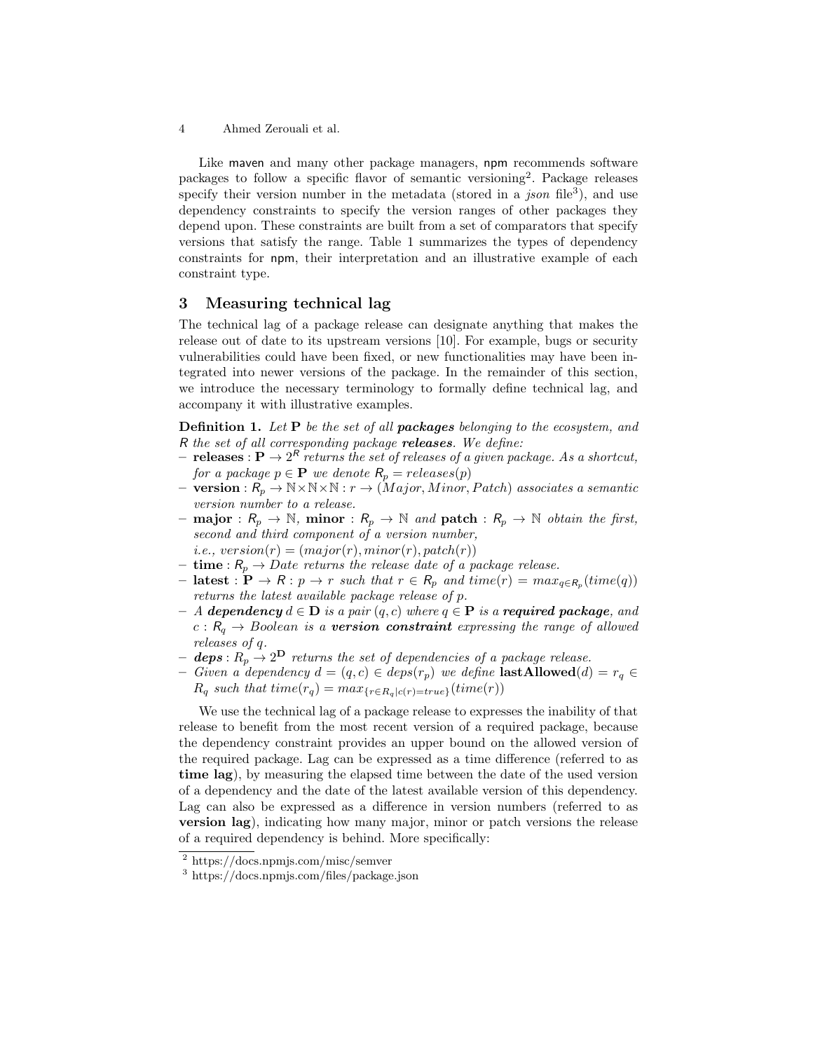Like maven and many other package managers, npm recommends software packages to follow a specific flavor of semantic versioning[2]. Package releases specify their version number in the metadata (stored in a *json* file[3]), and use dependency constraints to specify the version ranges of other packages they depend upon. These constraints are built from a set of comparators that specify versions that satisfy the range. Table 1 summarizes the types of dependency constraints for npm, their interpretation and an illustrative example of each constraint type.

## 3 Measuring technical lag

The technical lag of a package release can designate anything that makes the release out of date to its upstream versions [10]. For example, bugs or security vulnerabilities could have been fixed, or new functionalities may have been integrated into newer versions of the package. In the remainder of this section, we introduce the necessary terminology to formally define technical lag, and accompany it with illustrative examples.

**Definition 1.** *Let* $\mathbf{P}$ *be the set of all* ***packages*** *belonging to the ecosystem, and* $R$ *the set of all corresponding package* ***releases****. We define:*

- $\mathbf{releases} : \mathbf{P} \rightarrow 2^{R}$ *returns the set of releases of a given package. As a shortcut, for a package* $p \in \mathbf{P}$ *we denote* $R_p = releases(p)$
- $\mathbf{version} : R_p \rightarrow \mathbb{N} \times \mathbb{N} \times \mathbb{N} : r \rightarrow (Major, Minor, Patch)$ *associates a semantic version number to a release.*
- $\mathbf{major} : R_p \rightarrow \mathbb{N}$, $\mathbf{minor} : R_p \rightarrow \mathbb{N}$ *and* $\mathbf{patch} : R_p \rightarrow \mathbb{N}$ *obtain the first, second and third component of a version number, i.e.,* $version(r) = (major(r), minor(r), patch(r))$
- $\mathbf{time} : R_p \rightarrow Date$ *returns the release date of a package release.*
- $\mathbf{latest} : \mathbf{P} \rightarrow R : p \rightarrow r$ *such that* $r \in R_p$ *and* $time(r) = max_{q \in R_p}(time(q))$ *returns the latest available package release of* $p$*.*
- *A* ***dependency*** $d \in \mathbf{D}$ *is a pair* $(q, c)$ *where* $q \in \mathbf{P}$ *is a* ***required package****, and* $c : R_q \rightarrow Boolean$ *is a* ***version constraint*** *expressing the range of allowed releases of* $q$*.*
- $\boldsymbol{deps} : R_p \rightarrow 2^{\mathbf{D}}$ *returns the set of dependencies of a package release.*
- *Given a dependency* $d = (q, c) \in deps(r_p)$ *we define* $\mathbf{lastAllowed}(d) = r_q \in R_q$ *such that* $time(r_q) = max_{\{r \in R_q | c(r) = true\}}(time(r))$

We use the technical lag of a package release to expresses the inability of that release to benefit from the most recent version of a required package, because the dependency constraint provides an upper bound on the allowed version of the required package. Lag can be expressed as a time difference (referred to as **time lag**), by measuring the elapsed time between the date of the used version of a dependency and the date of the latest available version of this dependency. Lag can also be expressed as a difference in version numbers (referred to as **version lag**), indicating how many major, minor or patch versions the release of a required dependency is behind. More specifically:

[2] https://docs.npmjs.com/misc/semver

[3] https://docs.npmjs.com/files/package.json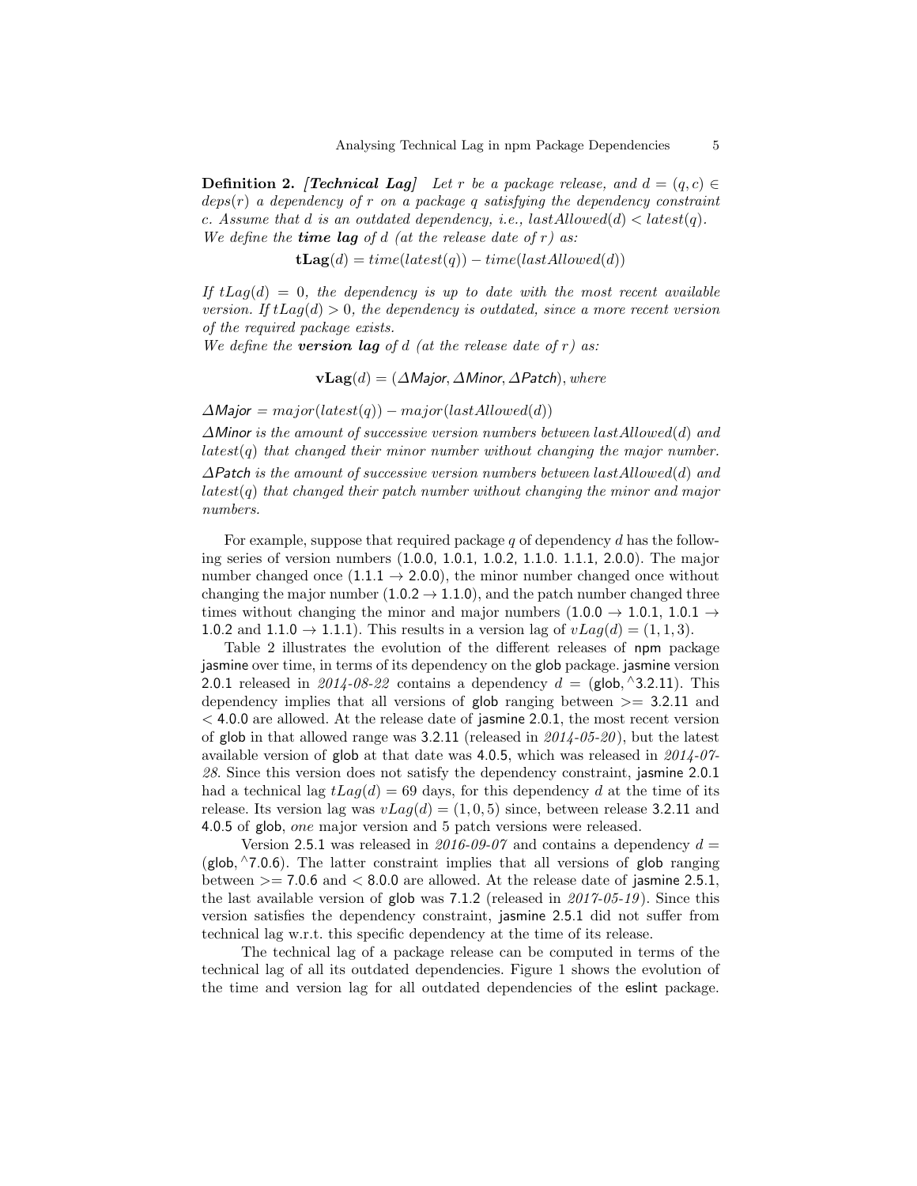**Definition 2.** ***[Technical Lag]*** *Let $r$ be a package release, and $d = (q, c) \in deps(r)$ a dependency of $r$ on a package $q$ satisfying the dependency constraint $c$. Assume that $d$ is an outdated dependency, i.e., $lastAllowed(d) < latest(q)$.*
*We define the **time lag** of $d$ (at the release date of $r$) as:*

$$\mathbf{tLag}(d) = time(latest(q)) - time(lastAllowed(d))$$

*If $tLag(d) = 0$, the dependency is up to date with the most recent available version. If $tLag(d) > 0$, the dependency is outdated, since a more recent version of the required package exists.*
*We define the **version lag** of $d$ (at the release date of $r$) as:*

$$\mathbf{vLag}(d) = (\Delta Major, \Delta Minor, \Delta Patch), \text{ where}$$

$\Delta Major = major(latest(q)) - major(lastAllowed(d))$

*$\Delta Minor$ is the amount of successive version numbers between $lastAllowed(d)$ and $latest(q)$ that changed their minor number without changing the major number.*

*$\Delta Patch$ is the amount of successive version numbers between $lastAllowed(d)$ and $latest(q)$ that changed their patch number without changing the minor and major numbers.*

For example, suppose that required package $q$ of dependency $d$ has the following series of version numbers (1.0.0, 1.0.1, 1.0.2, 1.1.0. 1.1.1, 2.0.0). The major number changed once (1.1.1 → 2.0.0), the minor number changed once without changing the major number (1.0.2 → 1.1.0), and the patch number changed three times without changing the minor and major numbers (1.0.0 → 1.0.1, 1.0.1 → 1.0.2 and 1.1.0 → 1.1.1). This results in a version lag of $vLag(d) = (1, 1, 3)$.

Table 2 illustrates the evolution of the different releases of npm package jasmine over time, in terms of its dependency on the glob package. jasmine version 2.0.1 released in *2014-08-22* contains a dependency $d =$ (glob, ^3.2.11). This dependency implies that all versions of glob ranging between >= 3.2.11 and < 4.0.0 are allowed. At the release date of jasmine 2.0.1, the most recent version of glob in that allowed range was 3.2.11 (released in *2014-05-20*), but the latest available version of glob at that date was 4.0.5, which was released in *2014-07-28*. Since this version does not satisfy the dependency constraint, jasmine 2.0.1 had a technical lag $tLag(d) = 69$ days, for this dependency $d$ at the time of its release. Its version lag was $vLag(d) = (1, 0, 5)$ since, between release 3.2.11 and 4.0.5 of glob, *one* major version and 5 patch versions were released.

Version 2.5.1 was released in *2016-09-07* and contains a dependency $d =$ (glob, ^7.0.6). The latter constraint implies that all versions of glob ranging between >= 7.0.6 and < 8.0.0 are allowed. At the release date of jasmine 2.5.1, the last available version of glob was 7.1.2 (released in *2017-05-19*). Since this version satisfies the dependency constraint, jasmine 2.5.1 did not suffer from technical lag w.r.t. this specific dependency at the time of its release.

The technical lag of a package release can be computed in terms of the technical lag of all its outdated dependencies. Figure 1 shows the evolution of the time and version lag for all outdated dependencies of the eslint package.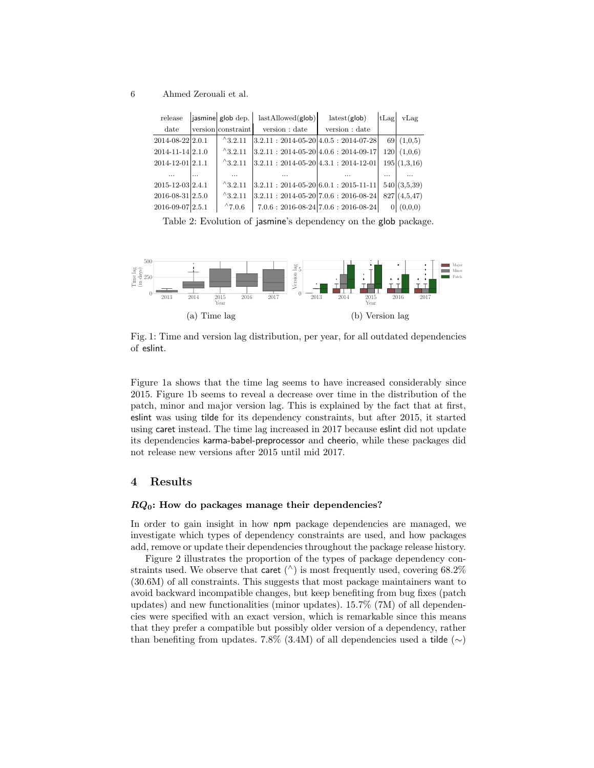| release date | jasmine version | glob dep. constraint | lastAllowed(glob) version : date | latest(glob) version : date | tLag | vLag |
|---|---|---|---|---|---|---|
| 2014-08-22 | 2.0.1 | ^3.2.11 | 3.2.11 : 2014-05-20 | 4.0.5 : 2014-07-28 | 69 | (1,0,5) |
| 2014-11-14 | 2.1.0 | ^3.2.11 | 3.2.11 : 2014-05-20 | 4.0.6 : 2014-09-17 | 120 | (1,0,6) |
| 2014-12-01 | 2.1.1 | ^3.2.11 | 3.2.11 : 2014-05-20 | 4.3.1 : 2014-12-01 | 195 | (1,3,16) |
| ... | ... | ... | ... | ... | ... | ... |
| 2015-12-03 | 2.4.1 | ^3.2.11 | 3.2.11 : 2014-05-20 | 6.0.1 : 2015-11-11 | 540 | (3,5,39) |
| 2016-08-31 | 2.5.0 | ^3.2.11 | 3.2.11 : 2014-05-20 | 7.0.6 : 2016-08-24 | 827 | (4,5,47) |
| 2016-09-07 | 2.5.1 | ^7.0.6 | 7.0.6 : 2016-08-24 | 7.0.6 : 2016-08-24 | 0 | (0,0,0) |

Table 2: Evolution of jasmine's dependency on the glob package.

(a) Time lag

(b) Version lag

Fig. 1: Time and version lag distribution, per year, for all outdated dependencies of eslint.

Figure 1a shows that the time lag seems to have increased considerably since 2015. Figure 1b seems to reveal a decrease over time in the distribution of the patch, minor and major version lag. This is explained by the fact that at first, eslint was using tilde for its dependency constraints, but after 2015, it started using caret instead. The time lag increased in 2017 because eslint did not update its dependencies karma-babel-preprocessor and cheerio, while these packages did not release new versions after 2015 until mid 2017.

## 4 Results

### $RQ_0$: How do packages manage their dependencies?

In order to gain insight in how npm package dependencies are managed, we investigate which types of dependency constraints are used, and how packages add, remove or update their dependencies throughout the package release history.

Figure 2 illustrates the proportion of the types of package dependency constraints used. We observe that caret (^) is most frequently used, covering 68.2% (30.6M) of all constraints. This suggests that most package maintainers want to avoid backward incompatible changes, but keep benefiting from bug fixes (patch updates) and new functionalities (minor updates). 15.7% (7M) of all dependencies were specified with an exact version, which is remarkable since this means that they prefer a compatible but possibly older version of a dependency, rather than benefiting from updates. 7.8% (3.4M) of all dependencies used a tilde (∼)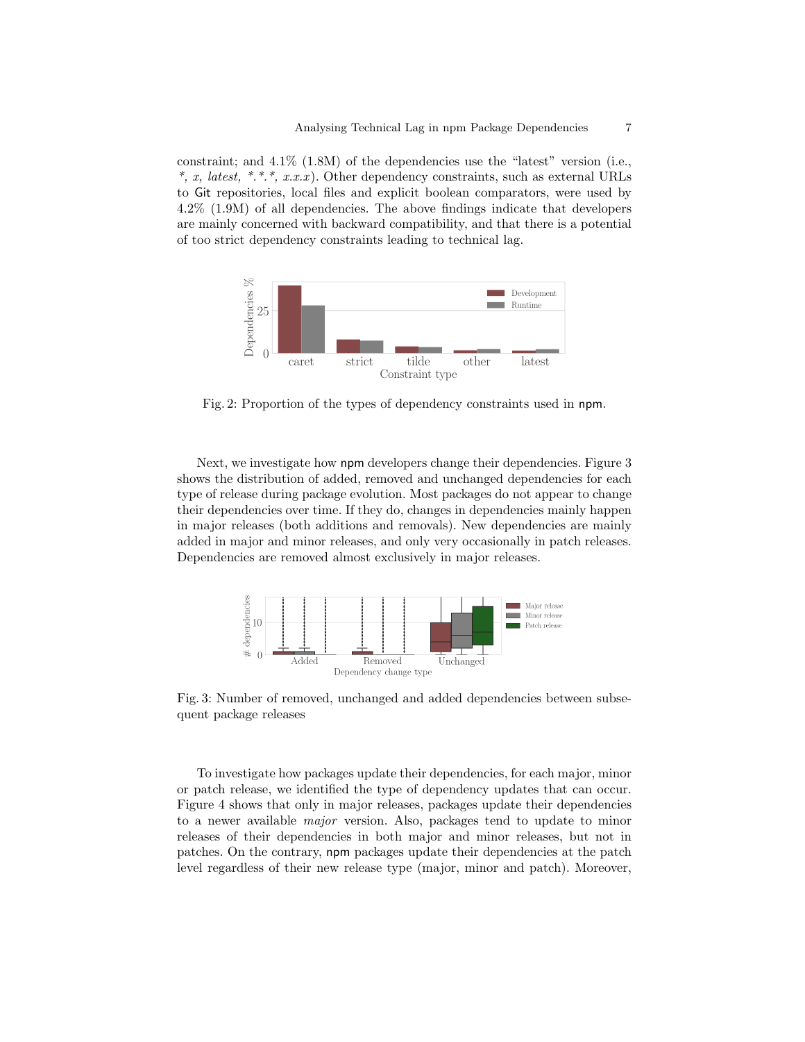constraint; and 4.1% (1.8M) of the dependencies use the "latest" version (i.e., *, x, latest, *.*.*, x.x.x*). Other dependency constraints, such as external URLs to Git repositories, local files and explicit boolean comparators, were used by 4.2% (1.9M) of all dependencies. The above findings indicate that developers are mainly concerned with backward compatibility, and that there is a potential of too strict dependency constraints leading to technical lag.

Fig. 2: Proportion of the types of dependency constraints used in npm.

Next, we investigate how npm developers change their dependencies. Figure 3 shows the distribution of added, removed and unchanged dependencies for each type of release during package evolution. Most packages do not appear to change their dependencies over time. If they do, changes in dependencies mainly happen in major releases (both additions and removals). New dependencies are mainly added in major and minor releases, and only very occasionally in patch releases. Dependencies are removed almost exclusively in major releases.

Fig. 3: Number of removed, unchanged and added dependencies between subsequent package releases

To investigate how packages update their dependencies, for each major, minor or patch release, we identified the type of dependency updates that can occur. Figure 4 shows that only in major releases, packages update their dependencies to a newer available *major* version. Also, packages tend to update to minor releases of their dependencies in both major and minor releases, but not in patches. On the contrary, npm packages update their dependencies at the patch level regardless of their new release type (major, minor and patch). Moreover,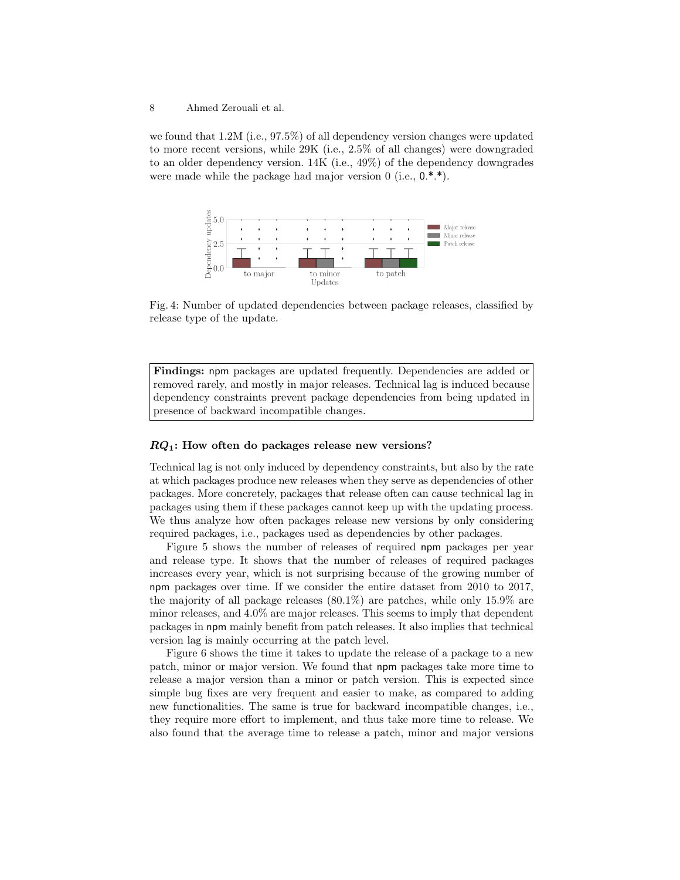we found that 1.2M (i.e., 97.5%) of all dependency version changes were updated to more recent versions, while 29K (i.e., 2.5% of all changes) were downgraded to an older dependency version. 14K (i.e., 49%) of the dependency downgrades were made while the package had major version 0 (i.e., 0.*.*).

Fig. 4: Number of updated dependencies between package releases, classified by release type of the update.

> **Findings:** npm packages are updated frequently. Dependencies are added or removed rarely, and mostly in major releases. Technical lag is induced because dependency constraints prevent package dependencies from being updated in presence of backward incompatible changes.

### *$RQ_1$*: How often do packages release new versions?

Technical lag is not only induced by dependency constraints, but also by the rate at which packages produce new releases when they serve as dependencies of other packages. More concretely, packages that release often can cause technical lag in packages using them if these packages cannot keep up with the updating process. We thus analyze how often packages release new versions by only considering required packages, i.e., packages used as dependencies by other packages.

Figure 5 shows the number of releases of required npm packages per year and release type. It shows that the number of releases of required packages increases every year, which is not surprising because of the growing number of npm packages over time. If we consider the entire dataset from 2010 to 2017, the majority of all package releases (80.1%) are patches, while only 15.9% are minor releases, and 4.0% are major releases. This seems to imply that dependent packages in npm mainly benefit from patch releases. It also implies that technical version lag is mainly occurring at the patch level.

Figure 6 shows the time it takes to update the release of a package to a new patch, minor or major version. We found that npm packages take more time to release a major version than a minor or patch version. This is expected since simple bug fixes are very frequent and easier to make, as compared to adding new functionalities. The same is true for backward incompatible changes, i.e., they require more effort to implement, and thus take more time to release. We also found that the average time to release a patch, minor and major versions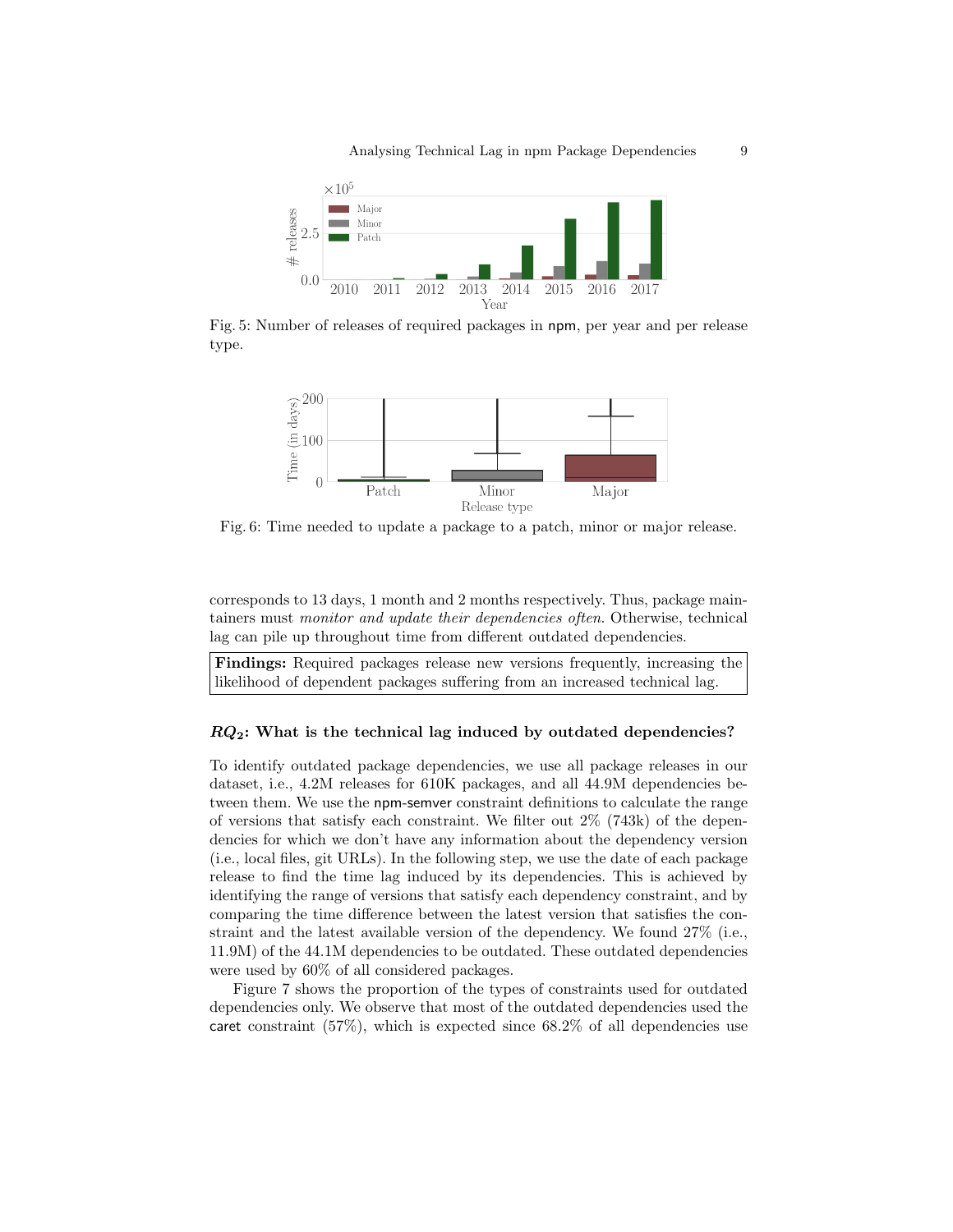Fig. 5: Number of releases of required packages in npm, per year and per release type.

Fig. 6: Time needed to update a package to a patch, minor or major release.

corresponds to 13 days, 1 month and 2 months respectively. Thus, package maintainers must *monitor and update their dependencies often*. Otherwise, technical lag can pile up throughout time from different outdated dependencies.

> **Findings:** Required packages release new versions frequently, increasing the likelihood of dependent packages suffering from an increased technical lag.

### $RQ_2$: What is the technical lag induced by outdated dependencies?

To identify outdated package dependencies, we use all package releases in our dataset, i.e., 4.2M releases for 610K packages, and all 44.9M dependencies between them. We use the npm-semver constraint definitions to calculate the range of versions that satisfy each constraint. We filter out 2% (743k) of the dependencies for which we don't have any information about the dependency version (i.e., local files, git URLs). In the following step, we use the date of each package release to find the time lag induced by its dependencies. This is achieved by identifying the range of versions that satisfy each dependency constraint, and by comparing the time difference between the latest version that satisfies the constraint and the latest available version of the dependency. We found 27% (i.e., 11.9M) of the 44.1M dependencies to be outdated. These outdated dependencies were used by 60% of all considered packages.

Figure 7 shows the proportion of the types of constraints used for outdated dependencies only. We observe that most of the outdated dependencies used the caret constraint (57%), which is expected since 68.2% of all dependencies use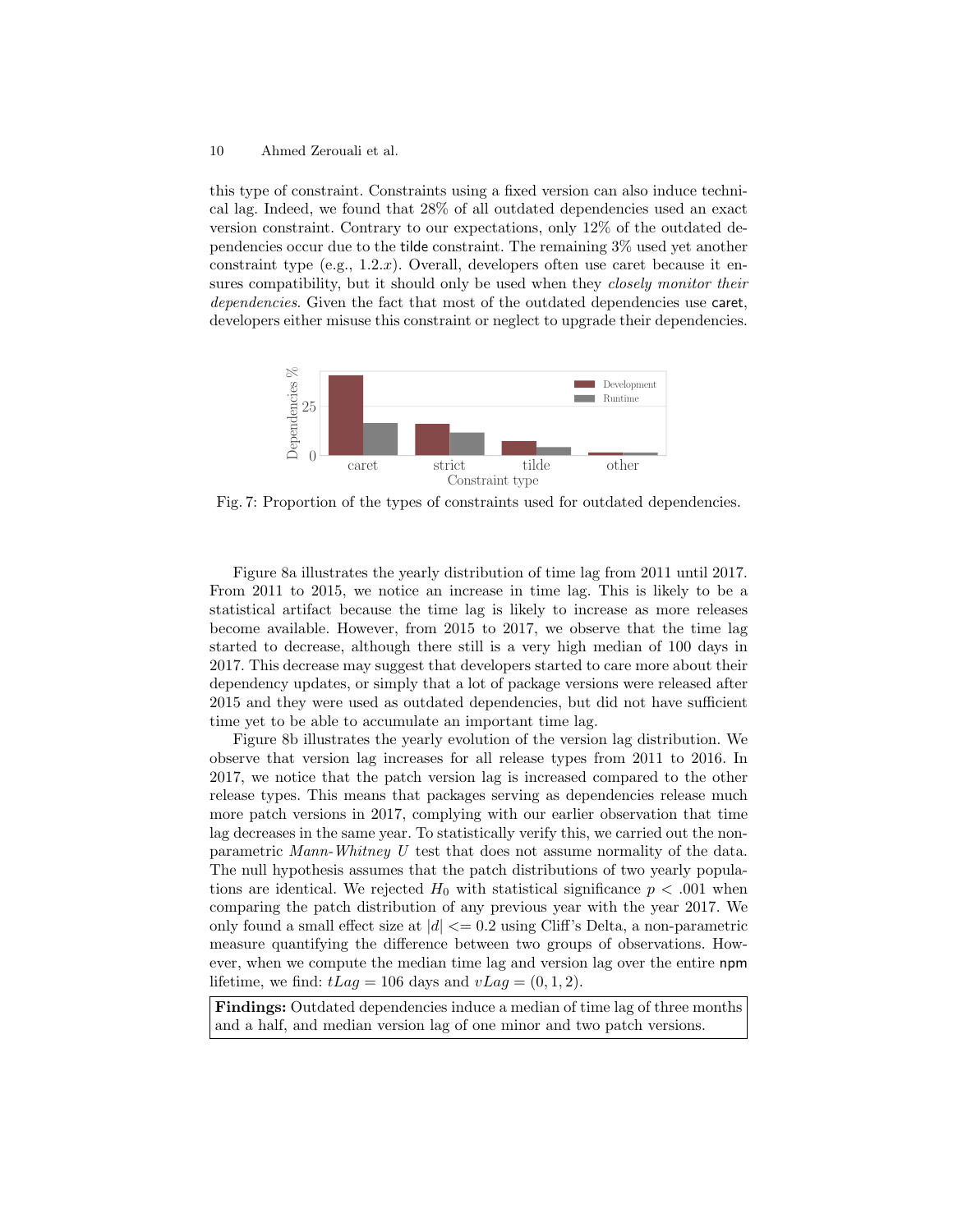this type of constraint. Constraints using a fixed version can also induce technical lag. Indeed, we found that 28% of all outdated dependencies used an exact version constraint. Contrary to our expectations, only 12% of the outdated dependencies occur due to the tilde constraint. The remaining 3% used yet another constraint type (e.g., $1.2.x$). Overall, developers often use caret because it ensures compatibility, but it should only be used when they *closely monitor their dependencies*. Given the fact that most of the outdated dependencies use caret, developers either misuse this constraint or neglect to upgrade their dependencies.

Fig. 7: Proportion of the types of constraints used for outdated dependencies.

Figure 8a illustrates the yearly distribution of time lag from 2011 until 2017. From 2011 to 2015, we notice an increase in time lag. This is likely to be a statistical artifact because the time lag is likely to increase as more releases become available. However, from 2015 to 2017, we observe that the time lag started to decrease, although there still is a very high median of 100 days in 2017. This decrease may suggest that developers started to care more about their dependency updates, or simply that a lot of package versions were released after 2015 and they were used as outdated dependencies, but did not have sufficient time yet to be able to accumulate an important time lag.

Figure 8b illustrates the yearly evolution of the version lag distribution. We observe that version lag increases for all release types from 2011 to 2016. In 2017, we notice that the patch version lag is increased compared to the other release types. This means that packages serving as dependencies release much more patch versions in 2017, complying with our earlier observation that time lag decreases in the same year. To statistically verify this, we carried out the non-parametric *Mann-Whitney U* test that does not assume normality of the data. The null hypothesis assumes that the patch distributions of two yearly populations are identical. We rejected $H_0$ with statistical significance $p < .001$ when comparing the patch distribution of any previous year with the year 2017. We only found a small effect size at $|d| <= 0.2$ using Cliff's Delta, a non-parametric measure quantifying the difference between two groups of observations. However, when we compute the median time lag and version lag over the entire npm lifetime, we find: $tLag = 106$ days and $vLag = (0, 1, 2)$.

**Findings:** Outdated dependencies induce a median of time lag of three months and a half, and median version lag of one minor and two patch versions.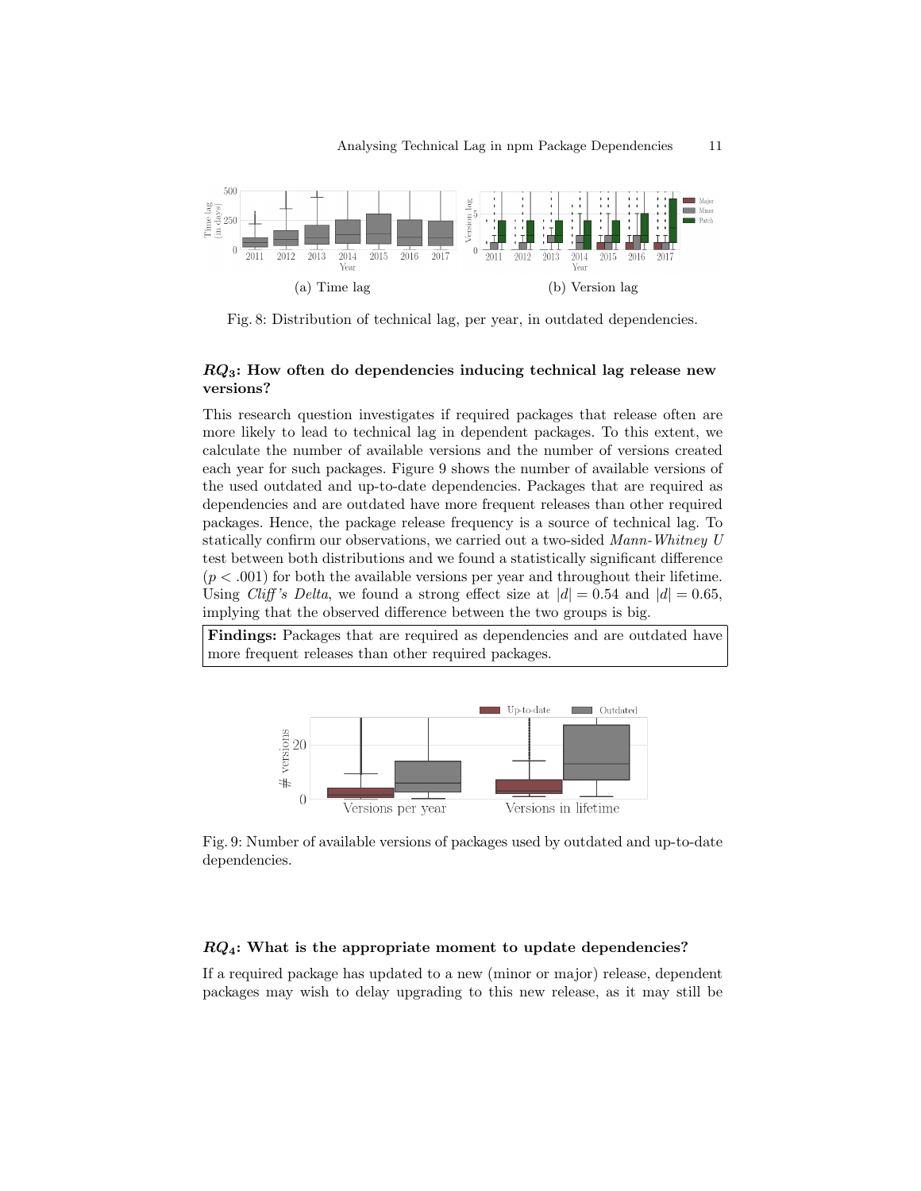(a) Time lag

(b) Version lag

Fig. 8: Distribution of technical lag, per year, in outdated dependencies.

### $RQ_3$: How often do dependencies inducing technical lag release new versions?

This research question investigates if required packages that release often are more likely to lead to technical lag in dependent packages. To this extent, we calculate the number of available versions and the number of versions created each year for such packages. Figure 9 shows the number of available versions of the used outdated and up-to-date dependencies. Packages that are required as dependencies and are outdated have more frequent releases than other required packages. Hence, the package release frequency is a source of technical lag. To statically confirm our observations, we carried out a two-sided *Mann-Whitney U* test between both distributions and we found a statistically significant difference ($p < .001$) for both the available versions per year and throughout their lifetime. Using *Cliff's Delta*, we found a strong effect size at $|d| = 0.54$ and $|d| = 0.65$, implying that the observed difference between the two groups is big.

**Findings:** Packages that are required as dependencies and are outdated have more frequent releases than other required packages.

Fig. 9: Number of available versions of packages used by outdated and up-to-date dependencies.

### $RQ_4$: What is the appropriate moment to update dependencies?

If a required package has updated to a new (minor or major) release, dependent packages may wish to delay upgrading to this new release, as it may still be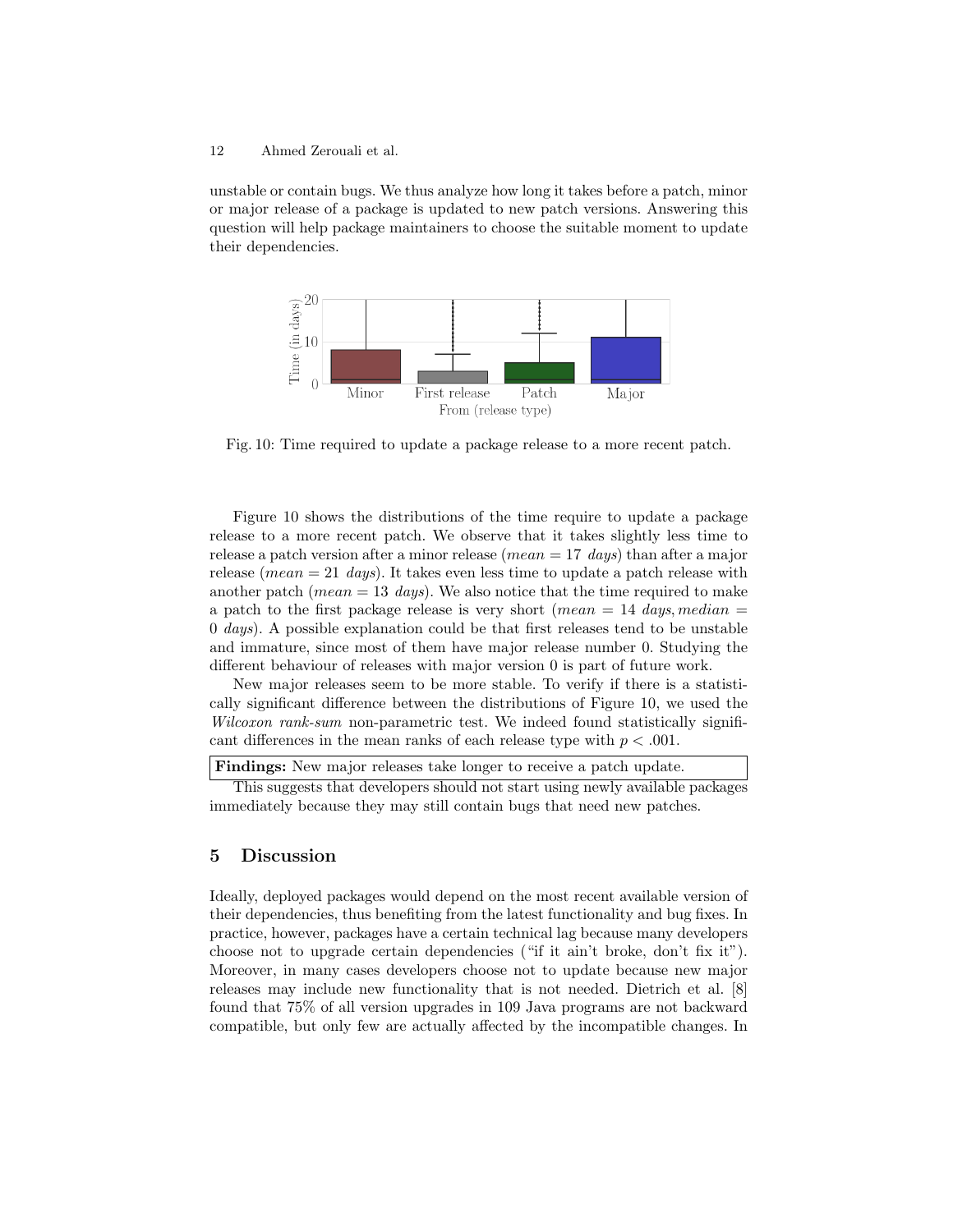unstable or contain bugs. We thus analyze how long it takes before a patch, minor or major release of a package is updated to new patch versions. Answering this question will help package maintainers to choose the suitable moment to update their dependencies.

Fig. 10: Time required to update a package release to a more recent patch.

Figure 10 shows the distributions of the time require to update a package release to a more recent patch. We observe that it takes slightly less time to release a patch version after a minor release ($mean = 17\ days$) than after a major release ($mean = 21\ days$). It takes even less time to update a patch release with another patch ($mean = 13\ days$). We also notice that the time required to make a patch to the first package release is very short ($mean = 14\ days, median = 0\ days$). A possible explanation could be that first releases tend to be unstable and immature, since most of them have major release number 0. Studying the different behaviour of releases with major version 0 is part of future work.

New major releases seem to be more stable. To verify if there is a statistically significant difference between the distributions of Figure 10, we used the *Wilcoxon rank-sum* non-parametric test. We indeed found statistically significant differences in the mean ranks of each release type with $p < .001$.

**Findings:** New major releases take longer to receive a patch update.

This suggests that developers should not start using newly available packages immediately because they may still contain bugs that need new patches.

## 5 Discussion

Ideally, deployed packages would depend on the most recent available version of their dependencies, thus benefiting from the latest functionality and bug fixes. In practice, however, packages have a certain technical lag because many developers choose not to upgrade certain dependencies ("if it ain't broke, don't fix it"). Moreover, in many cases developers choose not to update because new major releases may include new functionality that is not needed. Dietrich et al. [8] found that 75% of all version upgrades in 109 Java programs are not backward compatible, but only few are actually affected by the incompatible changes. In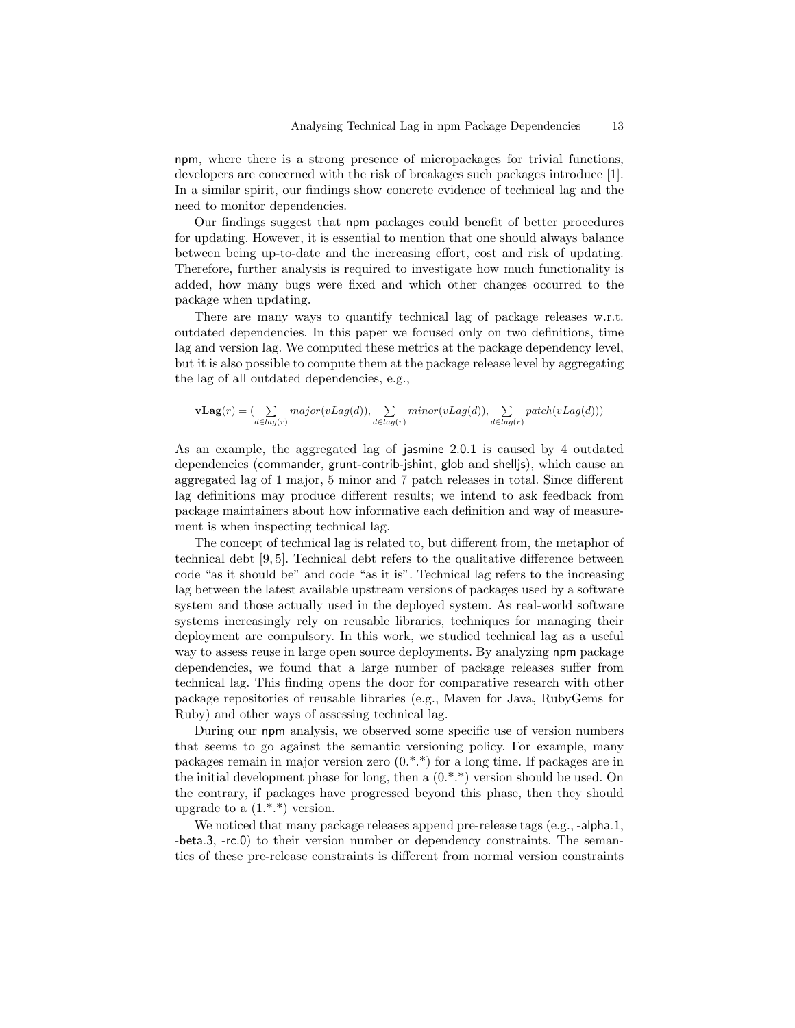npm, where there is a strong presence of micropackages for trivial functions, developers are concerned with the risk of breakages such packages introduce [1]. In a similar spirit, our findings show concrete evidence of technical lag and the need to monitor dependencies.

Our findings suggest that npm packages could benefit of better procedures for updating. However, it is essential to mention that one should always balance between being up-to-date and the increasing effort, cost and risk of updating. Therefore, further analysis is required to investigate how much functionality is added, how many bugs were fixed and which other changes occurred to the package when updating.

There are many ways to quantify technical lag of package releases w.r.t. outdated dependencies. In this paper we focused only on two definitions, time lag and version lag. We computed these metrics at the package dependency level, but it is also possible to compute them at the package release level by aggregating the lag of all outdated dependencies, e.g.,

$$\mathbf{vLag}(r) = \Big(\sum_{d \in lag(r)} major(vLag(d)), \sum_{d \in lag(r)} minor(vLag(d)), \sum_{d \in lag(r)} patch(vLag(d))\Big)$$

As an example, the aggregated lag of jasmine 2.0.1 is caused by 4 outdated dependencies (commander, grunt-contrib-jshint, glob and shelljs), which cause an aggregated lag of 1 major, 5 minor and 7 patch releases in total. Since different lag definitions may produce different results; we intend to ask feedback from package maintainers about how informative each definition and way of measurement is when inspecting technical lag.

The concept of technical lag is related to, but different from, the metaphor of technical debt [9, 5]. Technical debt refers to the qualitative difference between code "as it should be" and code "as it is". Technical lag refers to the increasing lag between the latest available upstream versions of packages used by a software system and those actually used in the deployed system. As real-world software systems increasingly rely on reusable libraries, techniques for managing their deployment are compulsory. In this work, we studied technical lag as a useful way to assess reuse in large open source deployments. By analyzing npm package dependencies, we found that a large number of package releases suffer from technical lag. This finding opens the door for comparative research with other package repositories of reusable libraries (e.g., Maven for Java, RubyGems for Ruby) and other ways of assessing technical lag.

During our npm analysis, we observed some specific use of version numbers that seems to go against the semantic versioning policy. For example, many packages remain in major version zero (0.\*.\*) for a long time. If packages are in the initial development phase for long, then a (0.\*.\*) version should be used. On the contrary, if packages have progressed beyond this phase, then they should upgrade to a (1.\*.\*) version.

We noticed that many package releases append pre-release tags (e.g., -alpha.1, -beta.3, -rc.0) to their version number or dependency constraints. The semantics of these pre-release constraints is different from normal version constraints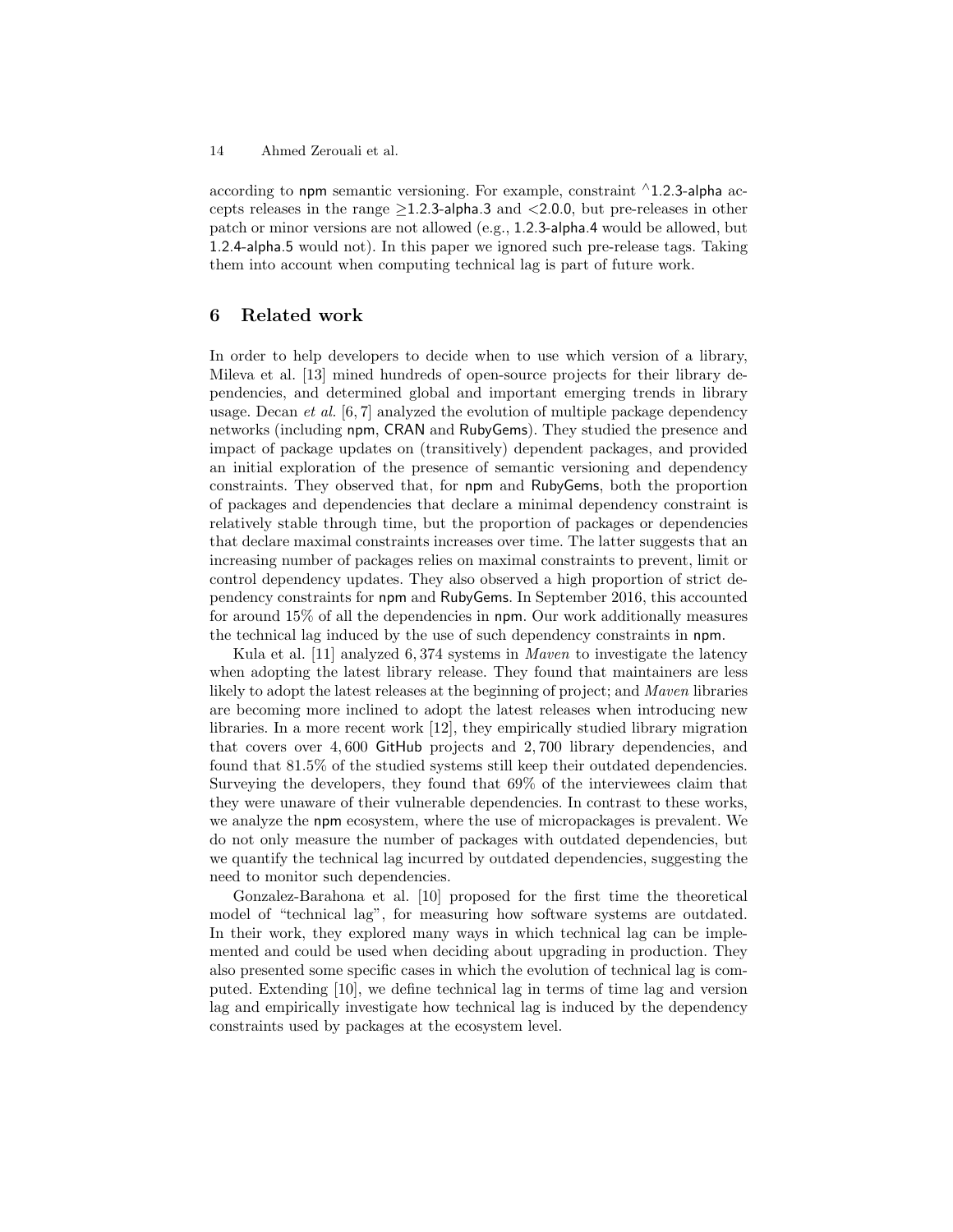according to npm semantic versioning. For example, constraint ^1.2.3-alpha accepts releases in the range ≥1.2.3-alpha.3 and <2.0.0, but pre-releases in other patch or minor versions are not allowed (e.g., 1.2.3-alpha.4 would be allowed, but 1.2.4-alpha.5 would not). In this paper we ignored such pre-release tags. Taking them into account when computing technical lag is part of future work.

## 6 Related work

In order to help developers to decide when to use which version of a library, Mileva et al. [13] mined hundreds of open-source projects for their library dependencies, and determined global and important emerging trends in library usage. Decan *et al.* [6, 7] analyzed the evolution of multiple package dependency networks (including npm, CRAN and RubyGems). They studied the presence and impact of package updates on (transitively) dependent packages, and provided an initial exploration of the presence of semantic versioning and dependency constraints. They observed that, for npm and RubyGems, both the proportion of packages and dependencies that declare a minimal dependency constraint is relatively stable through time, but the proportion of packages or dependencies that declare maximal constraints increases over time. The latter suggests that an increasing number of packages relies on maximal constraints to prevent, limit or control dependency updates. They also observed a high proportion of strict dependency constraints for npm and RubyGems. In September 2016, this accounted for around 15% of all the dependencies in npm. Our work additionally measures the technical lag induced by the use of such dependency constraints in npm.

Kula et al. [11] analyzed 6,374 systems in *Maven* to investigate the latency when adopting the latest library release. They found that maintainers are less likely to adopt the latest releases at the beginning of project; and *Maven* libraries are becoming more inclined to adopt the latest releases when introducing new libraries. In a more recent work [12], they empirically studied library migration that covers over 4,600 GitHub projects and 2,700 library dependencies, and found that 81.5% of the studied systems still keep their outdated dependencies. Surveying the developers, they found that 69% of the interviewees claim that they were unaware of their vulnerable dependencies. In contrast to these works, we analyze the npm ecosystem, where the use of micropackages is prevalent. We do not only measure the number of packages with outdated dependencies, but we quantify the technical lag incurred by outdated dependencies, suggesting the need to monitor such dependencies.

Gonzalez-Barahona et al. [10] proposed for the first time the theoretical model of "technical lag", for measuring how software systems are outdated. In their work, they explored many ways in which technical lag can be implemented and could be used when deciding about upgrading in production. They also presented some specific cases in which the evolution of technical lag is computed. Extending [10], we define technical lag in terms of time lag and version lag and empirically investigate how technical lag is induced by the dependency constraints used by packages at the ecosystem level.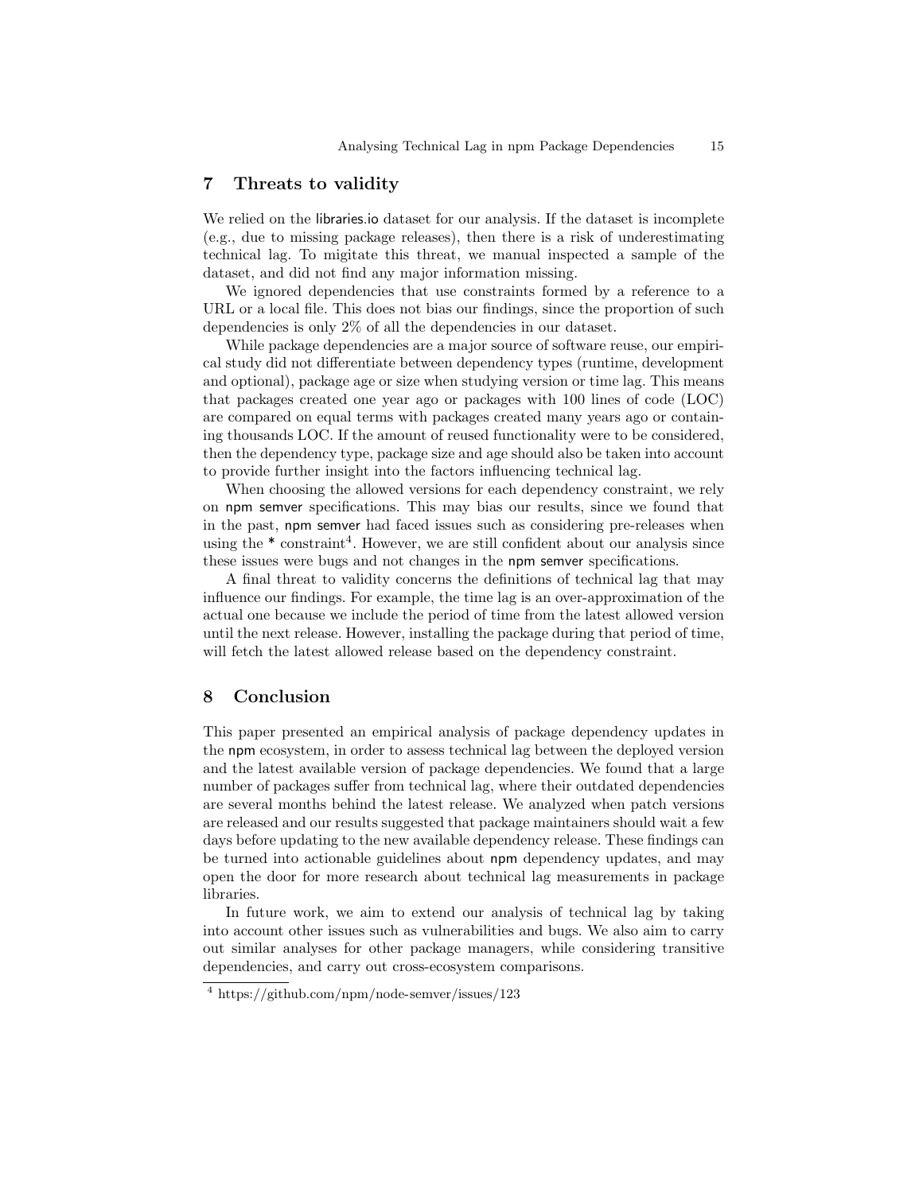## 7 Threats to validity

We relied on the libraries.io dataset for our analysis. If the dataset is incomplete (e.g., due to missing package releases), then there is a risk of underestimating technical lag. To migitate this threat, we manual inspected a sample of the dataset, and did not find any major information missing.

We ignored dependencies that use constraints formed by a reference to a URL or a local file. This does not bias our findings, since the proportion of such dependencies is only 2% of all the dependencies in our dataset.

While package dependencies are a major source of software reuse, our empirical study did not differentiate between dependency types (runtime, development and optional), package age or size when studying version or time lag. This means that packages created one year ago or packages with 100 lines of code (LOC) are compared on equal terms with packages created many years ago or containing thousands LOC. If the amount of reused functionality were to be considered, then the dependency type, package size and age should also be taken into account to provide further insight into the factors influencing technical lag.

When choosing the allowed versions for each dependency constraint, we rely on npm semver specifications. This may bias our results, since we found that in the past, npm semver had faced issues such as considering pre-releases when using the * constraint[4]. However, we are still confident about our analysis since these issues were bugs and not changes in the npm semver specifications.

A final threat to validity concerns the definitions of technical lag that may influence our findings. For example, the time lag is an over-approximation of the actual one because we include the period of time from the latest allowed version until the next release. However, installing the package during that period of time, will fetch the latest allowed release based on the dependency constraint.

## 8 Conclusion

This paper presented an empirical analysis of package dependency updates in the npm ecosystem, in order to assess technical lag between the deployed version and the latest available version of package dependencies. We found that a large number of packages suffer from technical lag, where their outdated dependencies are several months behind the latest release. We analyzed when patch versions are released and our results suggested that package maintainers should wait a few days before updating to the new available dependency release. These findings can be turned into actionable guidelines about npm dependency updates, and may open the door for more research about technical lag measurements in package libraries.

In future work, we aim to extend our analysis of technical lag by taking into account other issues such as vulnerabilities and bugs. We also aim to carry out similar analyses for other package managers, while considering transitive dependencies, and carry out cross-ecosystem comparisons.

[4] https://github.com/npm/node-semver/issues/123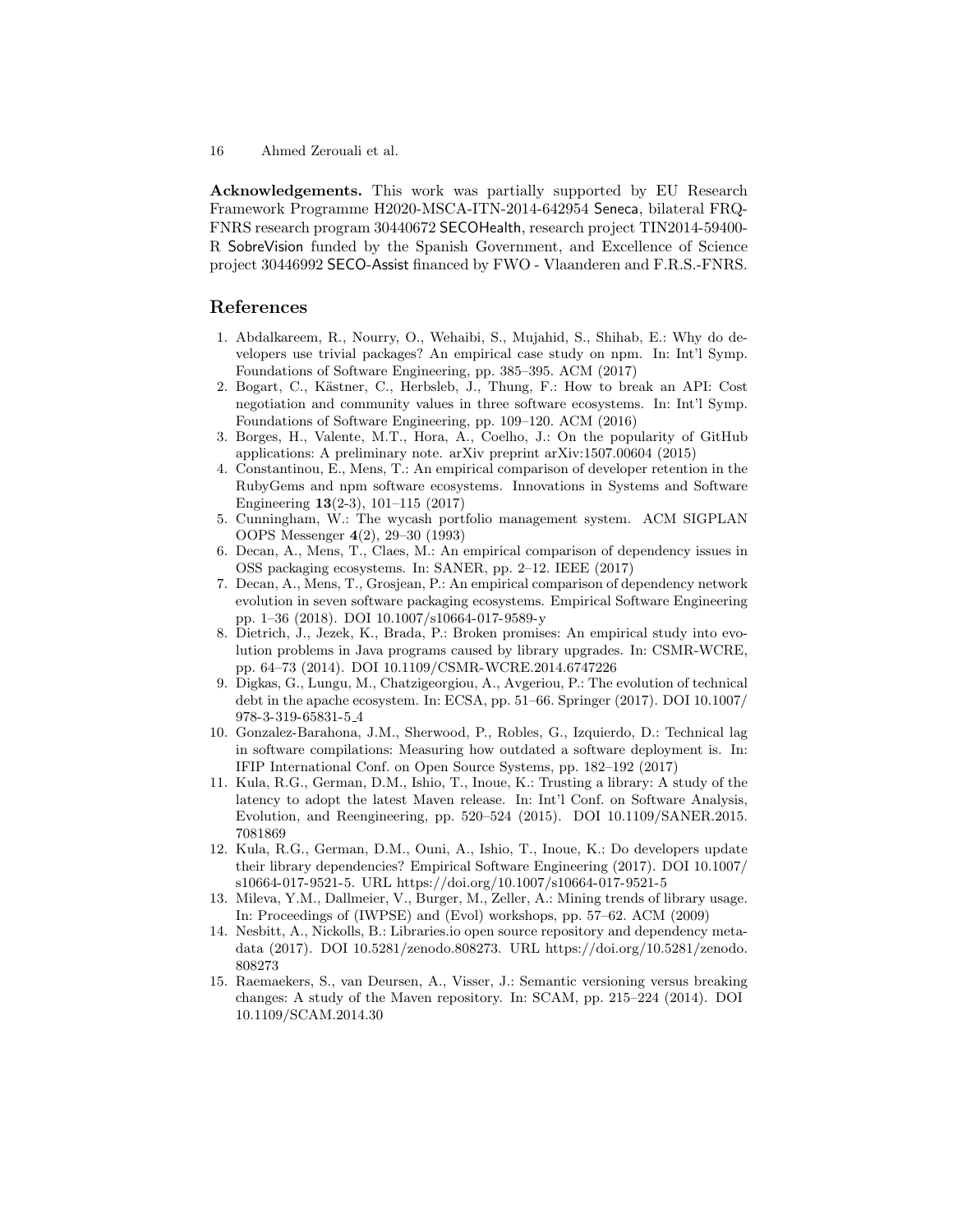**Acknowledgements.** This work was partially supported by EU Research Framework Programme H2020-MSCA-ITN-2014-642954 Seneca, bilateral FRQ-FNRS research program 30440672 SECOHealth, research project TIN2014-59400-R SobreVision funded by the Spanish Government, and Excellence of Science project 30446992 SECO-Assist financed by FWO - Vlaanderen and F.R.S.-FNRS.

## References

1. Abdalkareem, R., Nourry, O., Wehaibi, S., Mujahid, S., Shihab, E.: Why do developers use trivial packages? An empirical case study on npm. In: Int'l Symp. Foundations of Software Engineering, pp. 385–395. ACM (2017)
2. Bogart, C., Kästner, C., Herbsleb, J., Thung, F.: How to break an API: Cost negotiation and community values in three software ecosystems. In: Int'l Symp. Foundations of Software Engineering, pp. 109–120. ACM (2016)
3. Borges, H., Valente, M.T., Hora, A., Coelho, J.: On the popularity of GitHub applications: A preliminary note. arXiv preprint arXiv:1507.00604 (2015)
4. Constantinou, E., Mens, T.: An empirical comparison of developer retention in the RubyGems and npm software ecosystems. Innovations in Systems and Software Engineering **13**(2-3), 101–115 (2017)
5. Cunningham, W.: The wycash portfolio management system. ACM SIGPLAN OOPS Messenger **4**(2), 29–30 (1993)
6. Decan, A., Mens, T., Claes, M.: An empirical comparison of dependency issues in OSS packaging ecosystems. In: SANER, pp. 2–12. IEEE (2017)
7. Decan, A., Mens, T., Grosjean, P.: An empirical comparison of dependency network evolution in seven software packaging ecosystems. Empirical Software Engineering pp. 1–36 (2018). DOI 10.1007/s10664-017-9589-y
8. Dietrich, J., Jezek, K., Brada, P.: Broken promises: An empirical study into evolution problems in Java programs caused by library upgrades. In: CSMR-WCRE, pp. 64–73 (2014). DOI 10.1109/CSMR-WCRE.2014.6747226
9. Digkas, G., Lungu, M., Chatzigeorgiou, A., Avgeriou, P.: The evolution of technical debt in the apache ecosystem. In: ECSA, pp. 51–66. Springer (2017). DOI 10.1007/978-3-319-65831-5_4
10. Gonzalez-Barahona, J.M., Sherwood, P., Robles, G., Izquierdo, D.: Technical lag in software compilations: Measuring how outdated a software deployment is. In: IFIP International Conf. on Open Source Systems, pp. 182–192 (2017)
11. Kula, R.G., German, D.M., Ishio, T., Inoue, K.: Trusting a library: A study of the latency to adopt the latest Maven release. In: Int'l Conf. on Software Analysis, Evolution, and Reengineering, pp. 520–524 (2015). DOI 10.1109/SANER.2015.7081869
12. Kula, R.G., German, D.M., Ouni, A., Ishio, T., Inoue, K.: Do developers update their library dependencies? Empirical Software Engineering (2017). DOI 10.1007/s10664-017-9521-5. URL https://doi.org/10.1007/s10664-017-9521-5
13. Mileva, Y.M., Dallmeier, V., Burger, M., Zeller, A.: Mining trends of library usage. In: Proceedings of (IWPSE) and (Evol) workshops, pp. 57–62. ACM (2009)
14. Nesbitt, A., Nickolls, B.: Libraries.io open source repository and dependency metadata (2017). DOI 10.5281/zenodo.808273. URL https://doi.org/10.5281/zenodo.808273
15. Raemaekers, S., van Deursen, A., Visser, J.: Semantic versioning versus breaking changes: A study of the Maven repository. In: SCAM, pp. 215–224 (2014). DOI 10.1109/SCAM.2014.30